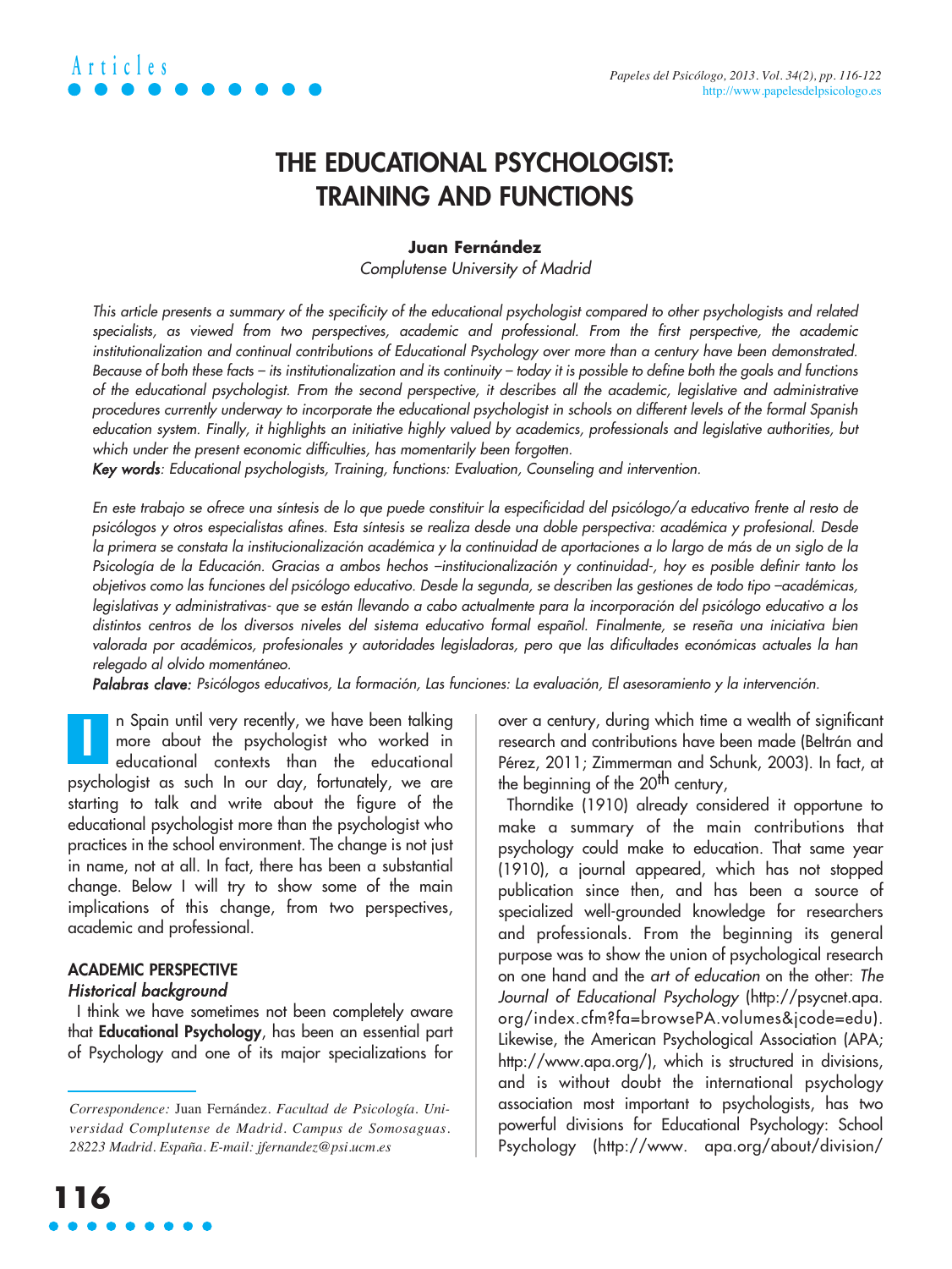# THE EDUCATIONAL PSYCHOLOGIST: TRAINING AND FUNCTIONS

**Juan Fernández**

*Complutense University of Madrid*

*This article presents a summary of the specificity of the educational psychologist compared to other psychologists and related specialists, as viewed from two perspectives, academic and professional. From the first perspective, the academic institutionalization and continual contributions of Educational Psychology over more than a century have been demonstrated. Because of both these facts – its institutionalization and its continuity – today it is possible to define both the goals and functions of the educational psychologist. From the second perspective, it describes all the academic, legislative and administrative procedures currently underway to incorporate the educational psychologist in schools on different levels of the formal Spanish education system. Finally, it highlights an initiative highly valued by academics, professionals and legislative authorities, but which under the present economic difficulties, has momentarily been forgotten.*

***Key words**: Educational psychologists, Training, functions: Evaluation, Counseling and intervention.*

*En este trabajo se ofrece una síntesis de lo que puede constituir la especificidad del psicólogo/a educativo frente al resto de psicólogos y otros especialistas afines. Esta síntesis se realiza desde una doble perspectiva: académica y profesional. Desde la primera se constata la institucionalización académica y la continuidad de aportaciones a lo largo de más de un siglo de la Psicología de la Educación. Gracias a ambos hechos –institucionalización y continuidad-, hoy es posible definir tanto los objetivos como las funciones del psicólogo educativo. Desde la segunda, se describen las gestiones de todo tipo –académicas, legislativas y administrativas- que se están llevando a cabo actualmente para la incorporación del psicólogo educativo a los distintos centros de los diversos niveles del sistema educativo formal español. Finalmente, se reseña una iniciativa bien valorada por académicos, profesionales y autoridades legisladoras, pero que las dificultades económicas actuales la han relegado al olvido momentáneo.*

***Palabras clave:** Psicólogos educativos, La formación, Las funciones: La evaluación, El asesoramiento y la intervención.*

In Spain until very recently, we have been talking more about the psychologist who worked in educational contexts than the educational psychologist as such In our day, fortunately, we are starting to talk and write about the figure of the educational psychologist more than the psychologist who practices in the school environment. The change is not just in name, not at all. In fact, there has been a substantial change. Below I will try to show some of the main implications of this change, from two perspectives, academic and professional.

## ACADEMIC PERSPECTIVE

### *Historical background*

I think we have sometimes not been completely aware that **Educational Psychology**, has been an essential part of Psychology and one of its major specializations for over a century, during which time a wealth of significant research and contributions have been made (Beltrán and Pérez, 2011; Zimmerman and Schunk, 2003). In fact, at the beginning of the 20th century,

Thorndike (1910) already considered it opportune to make a summary of the main contributions that psychology could make to education. That same year (1910), a journal appeared, which has not stopped publication since then, and has been a source of specialized well-grounded knowledge for researchers and professionals. From the beginning its general purpose was to show the union of psychological research on one hand and the *art of education* on the other: *The Journal of Educational Psychology* (http://psycnet.apa.org/index.cfm?fa=browsePA.volumes&jcode=edu). Likewise, the American Psychological Association (APA; http://www.apa.org/), which is structured in divisions, and is without doubt the international psychology association most important to psychologists, has two powerful divisions for Educational Psychology: School Psychology (http://www. apa.org/about/division/

*Correspondence:* Juan Fernández. *Facultad de Psicología. Universidad Complutense de Madrid. Campus de Somosaguas. 28223 Madrid. España. E-mail: jfernandez@psi.ucm.es*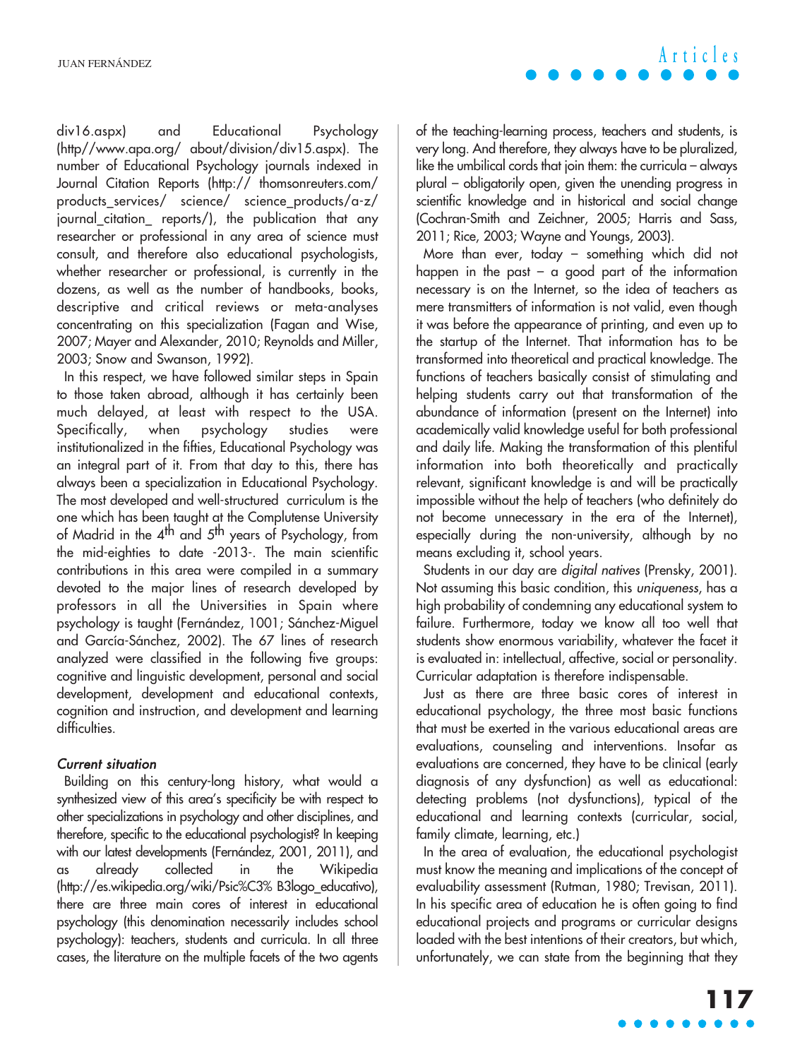div16.aspx) and Educational Psychology (http//www.apa.org/ about/division/div15.aspx). The number of Educational Psychology journals indexed in Journal Citation Reports (http:// thomsonreuters.com/ products_services/ science/ science_products/a-z/ journal_citation_ reports/), the publication that any researcher or professional in any area of science must consult, and therefore also educational psychologists, whether researcher or professional, is currently in the dozens, as well as the number of handbooks, books, descriptive and critical reviews or meta-analyses concentrating on this specialization (Fagan and Wise, 2007; Mayer and Alexander, 2010; Reynolds and Miller, 2003; Snow and Swanson, 1992).

In this respect, we have followed similar steps in Spain to those taken abroad, although it has certainly been much delayed, at least with respect to the USA. Specifically, when psychology studies were institutionalized in the fifties, Educational Psychology was an integral part of it. From that day to this, there has always been a specialization in Educational Psychology. The most developed and well-structured curriculum is the one which has been taught at the Complutense University of Madrid in the 4th and 5th years of Psychology, from the mid-eighties to date -2013-. The main scientific contributions in this area were compiled in a summary devoted to the major lines of research developed by professors in all the Universities in Spain where psychology is taught (Fernández, 1001; Sánchez-Miguel and García-Sánchez, 2002). The 67 lines of research analyzed were classified in the following five groups: cognitive and linguistic development, personal and social development, development and educational contexts, cognition and instruction, and development and learning difficulties.

### *Current situation*

Building on this century-long history, what would a synthesized view of this area's specificity be with respect to other specializations in psychology and other disciplines, and therefore, specific to the educational psychologist? In keeping with our latest developments (Fernández, 2001, 2011), and as already collected in the Wikipedia (http://es.wikipedia.org/wiki/Psic%C3% B3logo_educativo), there are three main cores of interest in educational psychology (this denomination necessarily includes school psychology): teachers, students and curricula. In all three cases, the literature on the multiple facets of the two agents of the teaching-learning process, teachers and students, is very long. And therefore, they always have to be pluralized, like the umbilical cords that join them: the curricula – always plural – obligatorily open, given the unending progress in scientific knowledge and in historical and social change (Cochran-Smith and Zeichner, 2005; Harris and Sass, 2011; Rice, 2003; Wayne and Youngs, 2003).

More than ever, today – something which did not happen in the past – a good part of the information necessary is on the Internet, so the idea of teachers as mere transmitters of information is not valid, even though it was before the appearance of printing, and even up to the startup of the Internet. That information has to be transformed into theoretical and practical knowledge. The functions of teachers basically consist of stimulating and helping students carry out that transformation of the abundance of information (present on the Internet) into academically valid knowledge useful for both professional and daily life. Making the transformation of this plentiful information into both theoretically and practically relevant, significant knowledge is and will be practically impossible without the help of teachers (who definitely do not become unnecessary in the era of the Internet), especially during the non-university, although by no means excluding it, school years.

Students in our day are *digital natives* (Prensky, 2001). Not assuming this basic condition, this *uniqueness*, has a high probability of condemning any educational system to failure. Furthermore, today we know all too well that students show enormous variability, whatever the facet it is evaluated in: intellectual, affective, social or personality. Curricular adaptation is therefore indispensable.

Just as there are three basic cores of interest in educational psychology, the three most basic functions that must be exerted in the various educational areas are evaluations, counseling and interventions. Insofar as evaluations are concerned, they have to be clinical (early diagnosis of any dysfunction) as well as educational: detecting problems (not dysfunctions), typical of the educational and learning contexts (curricular, social, family climate, learning, etc.)

In the area of evaluation, the educational psychologist must know the meaning and implications of the concept of evaluability assessment (Rutman, 1980; Trevisan, 2011). In his specific area of education he is often going to find educational projects and programs or curricular designs loaded with the best intentions of their creators, but which, unfortunately, we can state from the beginning that they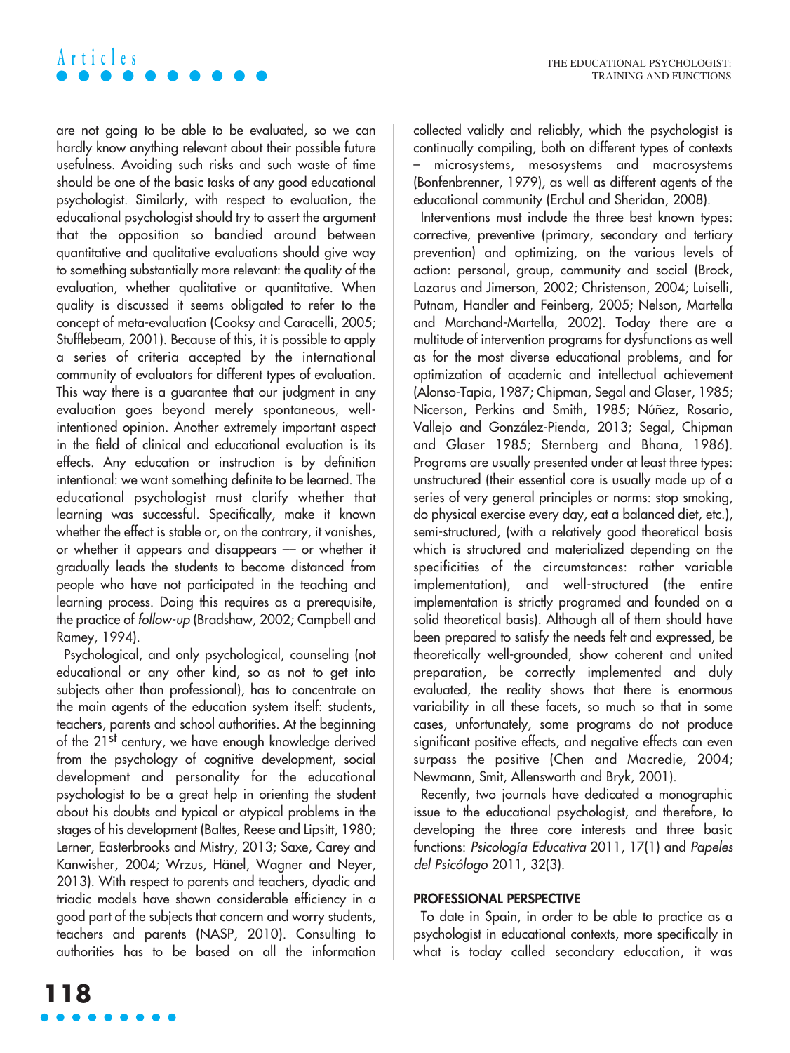are not going to be able to be evaluated, so we can hardly know anything relevant about their possible future usefulness. Avoiding such risks and such waste of time should be one of the basic tasks of any good educational psychologist. Similarly, with respect to evaluation, the educational psychologist should try to assert the argument that the opposition so bandied around between quantitative and qualitative evaluations should give way to something substantially more relevant: the quality of the evaluation, whether qualitative or quantitative. When quality is discussed it seems obligated to refer to the concept of meta-evaluation (Cooksy and Caracelli, 2005; Stufflebeam, 2001). Because of this, it is possible to apply a series of criteria accepted by the international community of evaluators for different types of evaluation. This way there is a guarantee that our judgment in any evaluation goes beyond merely spontaneous, well-intentioned opinion. Another extremely important aspect in the field of clinical and educational evaluation is its effects. Any education or instruction is by definition intentional: we want something definite to be learned. The educational psychologist must clarify whether that learning was successful. Specifically, make it known whether the effect is stable or, on the contrary, it vanishes, or whether it appears and disappears — or whether it gradually leads the students to become distanced from people who have not participated in the teaching and learning process. Doing this requires as a prerequisite, the practice of *follow-up* (Bradshaw, 2002; Campbell and Ramey, 1994).

Psychological, and only psychological, counseling (not educational or any other kind, so as not to get into subjects other than professional), has to concentrate on the main agents of the education system itself: students, teachers, parents and school authorities. At the beginning of the 21st century, we have enough knowledge derived from the psychology of cognitive development, social development and personality for the educational psychologist to be a great help in orienting the student about his doubts and typical or atypical problems in the stages of his development (Baltes, Reese and Lipsitt, 1980; Lerner, Easterbrooks and Mistry, 2013; Saxe, Carey and Kanwisher, 2004; Wrzus, Hänel, Wagner and Neyer, 2013). With respect to parents and teachers, dyadic and triadic models have shown considerable efficiency in a good part of the subjects that concern and worry students, teachers and parents (NASP, 2010). Consulting to authorities has to be based on all the information collected validly and reliably, which the psychologist is continually compiling, both on different types of contexts – microsystems, mesosystems and macrosystems (Bonfenbrenner, 1979), as well as different agents of the educational community (Erchul and Sheridan, 2008).

Interventions must include the three best known types: corrective, preventive (primary, secondary and tertiary prevention) and optimizing, on the various levels of action: personal, group, community and social (Brock, Lazarus and Jimerson, 2002; Christenson, 2004; Luiselli, Putnam, Handler and Feinberg, 2005; Nelson, Martella and Marchand-Martella, 2002). Today there are a multitude of intervention programs for dysfunctions as well as for the most diverse educational problems, and for optimization of academic and intellectual achievement (Alonso-Tapia, 1987; Chipman, Segal and Glaser, 1985; Nicerson, Perkins and Smith, 1985; Núñez, Rosario, Vallejo and González-Pienda, 2013; Segal, Chipman and Glaser 1985; Sternberg and Bhana, 1986). Programs are usually presented under at least three types: unstructured (their essential core is usually made up of a series of very general principles or norms: stop smoking, do physical exercise every day, eat a balanced diet, etc.), semi-structured, (with a relatively good theoretical basis which is structured and materialized depending on the specificities of the circumstances: rather variable implementation), and well-structured (the entire implementation is strictly programed and founded on a solid theoretical basis). Although all of them should have been prepared to satisfy the needs felt and expressed, be theoretically well-grounded, show coherent and united preparation, be correctly implemented and duly evaluated, the reality shows that there is enormous variability in all these facets, so much so that in some cases, unfortunately, some programs do not produce significant positive effects, and negative effects can even surpass the positive (Chen and Macredie, 2004; Newmann, Smit, Allensworth and Bryk, 2001).

Recently, two journals have dedicated a monographic issue to the educational psychologist, and therefore, to developing the three core interests and three basic functions: *Psicología Educativa* 2011, 17(1) and *Papeles del Psicólogo* 2011, 32(3).

## PROFESSIONAL PERSPECTIVE

To date in Spain, in order to be able to practice as a psychologist in educational contexts, more specifically in what is today called secondary education, it was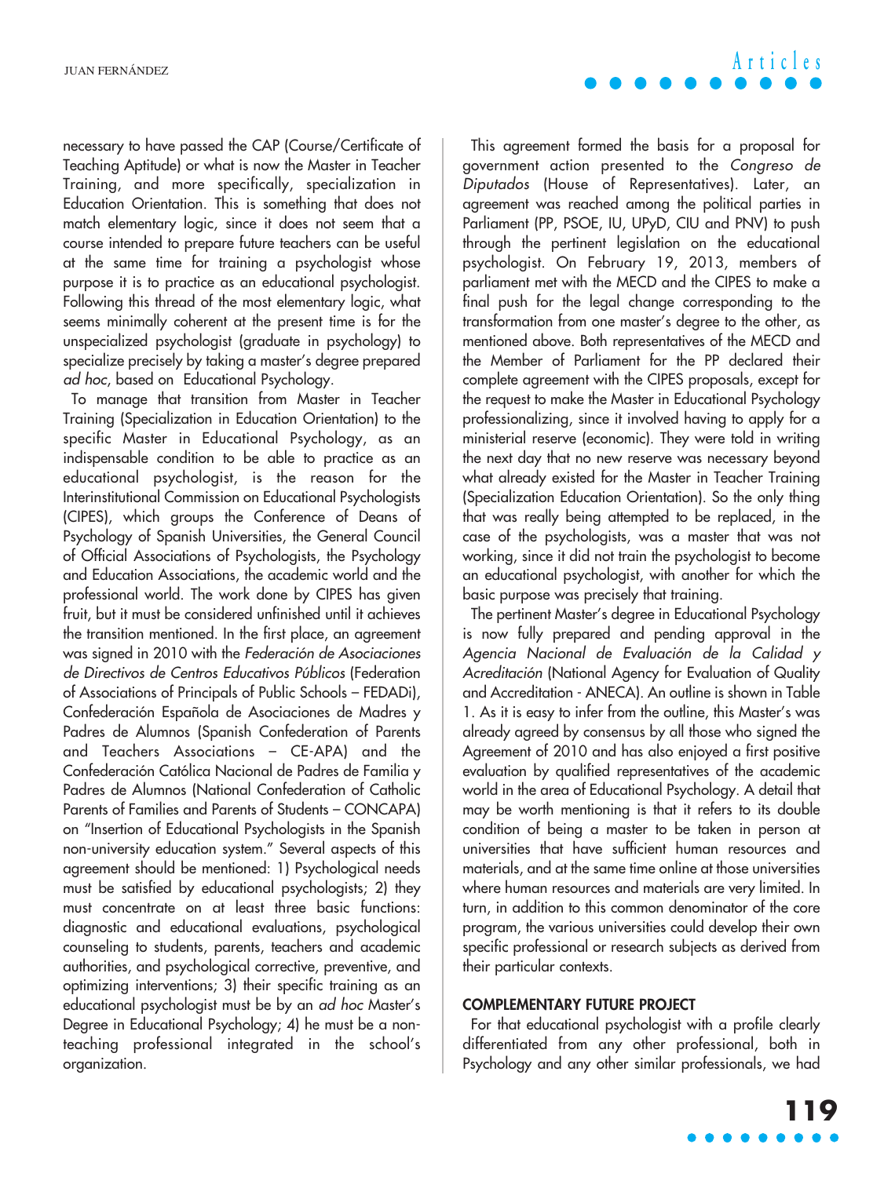necessary to have passed the CAP (Course/Certificate of Teaching Aptitude) or what is now the Master in Teacher Training, and more specifically, specialization in Education Orientation. This is something that does not match elementary logic, since it does not seem that a course intended to prepare future teachers can be useful at the same time for training a psychologist whose purpose it is to practice as an educational psychologist. Following this thread of the most elementary logic, what seems minimally coherent at the present time is for the unspecialized psychologist (graduate in psychology) to specialize precisely by taking a master's degree prepared *ad hoc*, based on Educational Psychology.

To manage that transition from Master in Teacher Training (Specialization in Education Orientation) to the specific Master in Educational Psychology, as an indispensable condition to be able to practice as an educational psychologist, is the reason for the Interinstitutional Commission on Educational Psychologists (CIPES), which groups the Conference of Deans of Psychology of Spanish Universities, the General Council of Official Associations of Psychologists, the Psychology and Education Associations, the academic world and the professional world. The work done by CIPES has given fruit, but it must be considered unfinished until it achieves the transition mentioned. In the first place, an agreement was signed in 2010 with the *Federación de Asociaciones de Directivos de Centros Educativos Públicos* (Federation of Associations of Principals of Public Schools – FEDADi), Confederación Española de Asociaciones de Madres y Padres de Alumnos (Spanish Confederation of Parents and Teachers Associations – CE-APA) and the Confederación Católica Nacional de Padres de Familia y Padres de Alumnos (National Confederation of Catholic Parents of Families and Parents of Students – CONCAPA) on "Insertion of Educational Psychologists in the Spanish non-university education system." Several aspects of this agreement should be mentioned: 1) Psychological needs must be satisfied by educational psychologists; 2) they must concentrate on at least three basic functions: diagnostic and educational evaluations, psychological counseling to students, parents, teachers and academic authorities, and psychological corrective, preventive, and optimizing interventions; 3) their specific training as an educational psychologist must be by an *ad hoc* Master's Degree in Educational Psychology; 4) he must be a non-teaching professional integrated in the school's organization.

This agreement formed the basis for a proposal for government action presented to the *Congreso de Diputados* (House of Representatives). Later, an agreement was reached among the political parties in Parliament (PP, PSOE, IU, UPyD, CIU and PNV) to push through the pertinent legislation on the educational psychologist. On February 19, 2013, members of parliament met with the MECD and the CIPES to make a final push for the legal change corresponding to the transformation from one master's degree to the other, as mentioned above. Both representatives of the MECD and the Member of Parliament for the PP declared their complete agreement with the CIPES proposals, except for the request to make the Master in Educational Psychology professionalizing, since it involved having to apply for a ministerial reserve (economic). They were told in writing the next day that no new reserve was necessary beyond what already existed for the Master in Teacher Training (Specialization Education Orientation). So the only thing that was really being attempted to be replaced, in the case of the psychologists, was a master that was not working, since it did not train the psychologist to become an educational psychologist, with another for which the basic purpose was precisely that training.

The pertinent Master's degree in Educational Psychology is now fully prepared and pending approval in the *Agencia Nacional de Evaluación de la Calidad y Acreditación* (National Agency for Evaluation of Quality and Accreditation - ANECA). An outline is shown in Table 1. As it is easy to infer from the outline, this Master's was already agreed by consensus by all those who signed the Agreement of 2010 and has also enjoyed a first positive evaluation by qualified representatives of the academic world in the area of Educational Psychology. A detail that may be worth mentioning is that it refers to its double condition of being a master to be taken in person at universities that have sufficient human resources and materials, and at the same time online at those universities where human resources and materials are very limited. In turn, in addition to this common denominator of the core program, the various universities could develop their own specific professional or research subjects as derived from their particular contexts.

## COMPLEMENTARY FUTURE PROJECT

For that educational psychologist with a profile clearly differentiated from any other professional, both in Psychology and any other similar professionals, we had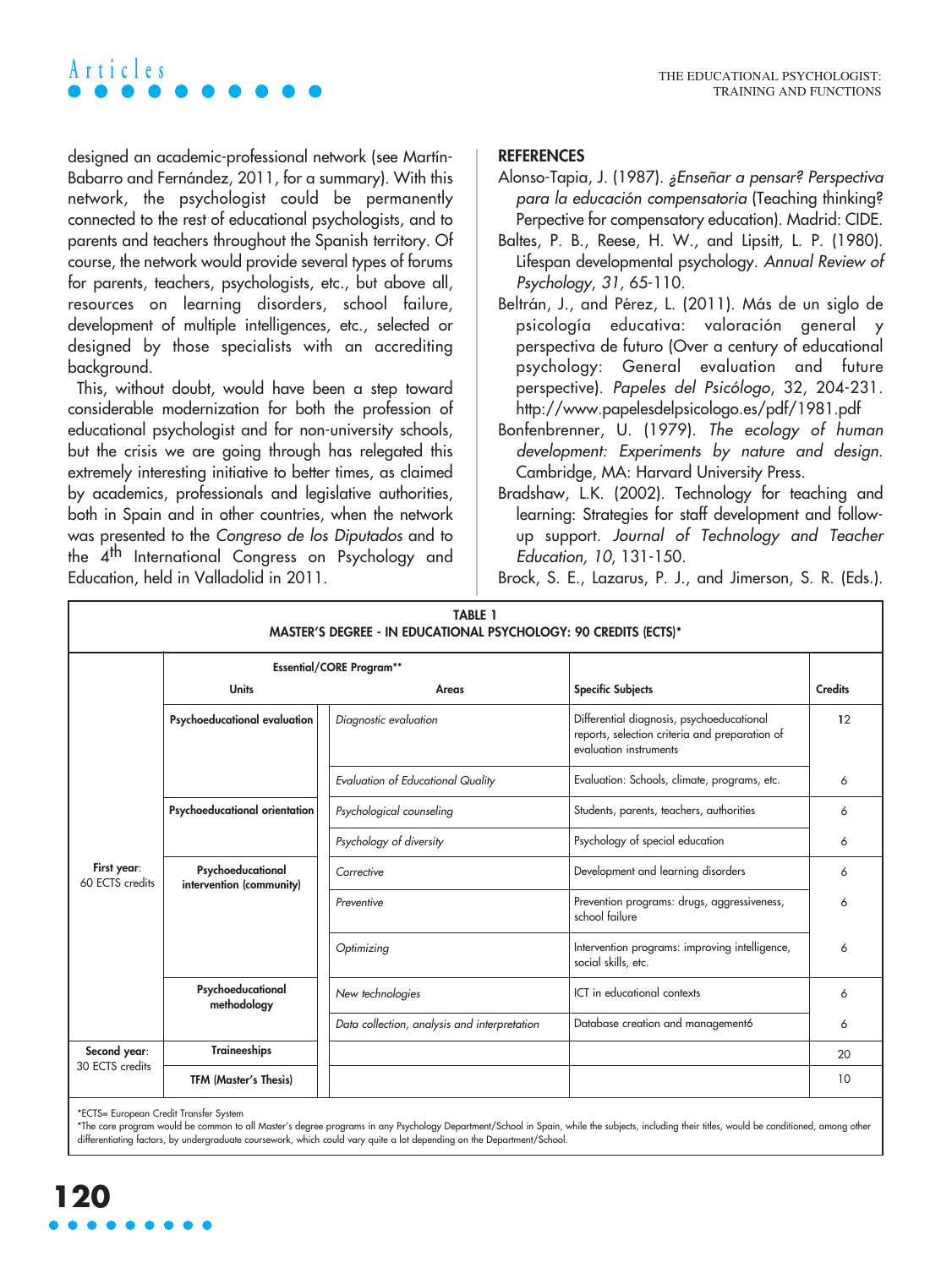designed an academic-professional network (see Martín-Babarro and Fernández, 2011, for a summary). With this network, the psychologist could be permanently connected to the rest of educational psychologists, and to parents and teachers throughout the Spanish territory. Of course, the network would provide several types of forums for parents, teachers, psychologists, etc., but above all, resources on learning disorders, school failure, development of multiple intelligences, etc., selected or designed by those specialists with an accrediting background.

This, without doubt, would have been a step toward considerable modernization for both the profession of educational psychologist and for non-university schools, but the crisis we are going through has relegated this extremely interesting initiative to better times, as claimed by academics, professionals and legislative authorities, both in Spain and in other countries, when the network was presented to the *Congreso de los Diputados* and to the 4th International Congress on Psychology and Education, held in Valladolid in 2011.

## REFERENCES

Alonso-Tapia, J. (1987). *¿Enseñar a pensar? Perspectiva para la educación compensatoria* (Teaching thinking? Perpective for compensatory education). Madrid: CIDE.

Baltes, P. B., Reese, H. W., and Lipsitt, L. P. (1980). Lifespan developmental psychology. *Annual Review of Psychology, 31*, 65-110.

Beltrán, J., and Pérez, L. (2011). Más de un siglo de psicología educativa: valoración general y perspectiva de futuro (Over a century of educational psychology: General evaluation and future perspective). *Papeles del Psicólogo*, 32, 204-231. http://www.papelesdelpsicologo.es/pdf/1981.pdf

Bonfenbrenner, U. (1979). *The ecology of human development: Experiments by nature and design*. Cambridge, MA: Harvard University Press.

Bradshaw, L.K. (2002). Technology for teaching and learning: Strategies for staff development and follow-up support. *Journal of Technology and Teacher Education, 10*, 131-150.

Brock, S. E., Lazarus, P. J., and Jimerson, S. R. (Eds.).

**TABLE 1**
**MASTER'S DEGREE - IN EDUCATIONAL PSYCHOLOGY: 90 CREDITS (ECTS)***

| | Essential/CORE Program** | | | |
|---|---|---|---|---|
| | **Units** | **Areas** | **Specific Subjects** | **Credits** |
| **First year**: 60 ECTS credits | **Psychoeducational evaluation** | *Diagnostic evaluation* | Differential diagnosis, psychoeducational reports, selection criteria and preparation of evaluation instruments | 12 |
| | | *Evaluation of Educational Quality* | Evaluation: Schools, climate, programs, etc. | 6 |
| | **Psychoeducational orientation** | *Psychological counseling* | Students, parents, teachers, authorities | 6 |
| | | *Psychology of diversity* | Psychology of special education | 6 |
| | **Psychoeducational intervention (community)** | *Corrective* | Development and learning disorders | 6 |
| | | *Preventive* | Prevention programs: drugs, aggressiveness, school failure | 6 |
| | | *Optimizing* | Intervention programs: improving intelligence, social skills, etc. | 6 |
| | **Psychoeducational methodology** | *New technologies* | ICT in educational contexts | 6 |
| | | *Data collection, analysis and interpretation* | Database creation and management6 | 6 |
| **Second year**: 30 ECTS credits | **Traineeships** | | | 20 |
| | **TFM (Master's Thesis)** | | | 10 |

*ECTS= European Credit Transfer System
*The core program would be common to all Master's degree programs in any Psychology Department/School in Spain, while the subjects, including their titles, would be conditioned, among other differentiating factors, by undergraduate coursework, which could vary quite a lot depending on the Department/School.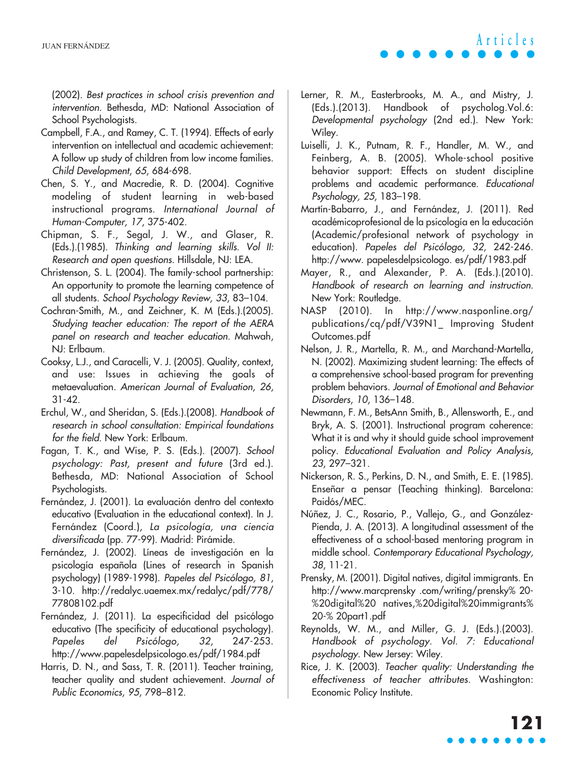(2002). *Best practices in school crisis prevention and intervention*. Bethesda, MD: National Association of School Psychologists.

Campbell, F.A., and Ramey, C. T. (1994). Effects of early intervention on intellectual and academic achievement: A follow up study of children from low income families. *Child Development, 65*, 684-698.

Chen, S. Y., and Macredie, R. D. (2004). Cognitive modeling of student learning in web-based instructional programs. *International Journal of Human-Computer, 17*, 375-402.

Chipman, S. F., Segal, J. W., and Glaser, R. (Eds.).(1985). *Thinking and learning skills. Vol II: Research and open questions*. Hillsdale, NJ: LEA.

Christenson, S. L. (2004). The family-school partnership: An opportunity to promote the learning competence of all students. *School Psychology Review, 33*, 83–104.

Cochran-Smith, M., and Zeichner, K. M (Eds.).(2005). *Studying teacher education: The report of the AERA panel on research and teacher education*. Mahwah, NJ: Erlbaum.

Cooksy, L.J., and Caracelli, V. J. (2005). Quality, context, and use: Issues in achieving the goals of metaevaluation. *American Journal of Evaluation, 26*, 31-42.

Erchul, W., and Sheridan, S. (Eds.).(2008). *Handbook of research in school consultation: Empirical foundations for the field*. New York: Erlbaum.

Fagan, T. K., and Wise, P. S. (Eds.). (2007). *School psychology: Past, present and future* (3rd ed.). Bethesda, MD: National Association of School Psychologists.

Fernández, J. (2001). La evaluación dentro del contexto educativo (Evaluation in the educational context). In J. Fernández (Coord.), *La psicología, una ciencia diversificada* (pp. 77-99). Madrid: Pirámide.

Fernández, J. (2002). Líneas de investigación en la psicología española (Lines of research in Spanish psychology) (1989-1998). *Papeles del Psicólogo, 81*, 3-10. http://redalyc.uaemex.mx/redalyc/pdf/778/77808102.pdf

Fernández, J. (2011). La especificidad del psicólogo educativo (The specificity of educational psychology). *Papeles del Psicólogo, 32*, 247-253. http://www.papelesdelpsicologo.es/pdf/1984.pdf

Harris, D. N., and Sass, T. R. (2011). Teacher training, teacher quality and student achievement. *Journal of Public Economics, 95*, 798–812.

Lerner, R. M., Easterbrooks, M. A., and Mistry, J. (Eds.).(2013). Handbook of psycholog.Vol.6: *Developmental psychology* (2nd ed.). New York: Wiley.

Luiselli, J. K., Putnam, R. F., Handler, M. W., and Feinberg, A. B. (2005). Whole-school positive behavior support: Effects on student discipline problems and academic performance. *Educational Psychology, 25*, 183–198.

Martín-Babarro, J., and Fernández, J. (2011). Red académicoprofesional de la psicología en la educación (Academic/profesional network of psychology in education). *Papeles del Psicólogo, 32*, 242-246. http://www. papelesdelpsicologo. es/pdf/1983.pdf

Mayer, R., and Alexander, P. A. (Eds.).(2010). *Handbook of research on learning and instruction*. New York: Routledge.

NASP (2010). In http://www.nasponline.org/publications/cq/pdf/V39N1_ Improving Student Outcomes.pdf

Nelson, J. R., Martella, R. M., and Marchand-Martella, N. (2002). Maximizing student learning: The effects of a comprehensive school-based program for preventing problem behaviors. *Journal of Emotional and Behavior Disorders, 10*, 136–148.

Newmann, F. M., BetsAnn Smith, B., Allensworth, E., and Bryk, A. S. (2001). Instructional program coherence: What it is and why it should guide school improvement policy. *Educational Evaluation and Policy Analysis, 23*, 297–321.

Nickerson, R. S., Perkins, D. N., and Smith, E. E. (1985). Enseñar a pensar (Teaching thinking). Barcelona: Paidós/MEC.

Núñez, J. C., Rosario, P., Vallejo, G., and González-Pienda, J. A. (2013). A longitudinal assessment of the effectiveness of a school-based mentoring program in middle school. *Contemporary Educational Psychology, 38*, 11-21.

Prensky, M. (2001). Digital natives, digital immigrants. En http://www.marcprensky .com/writing/prensky% 20-%20digital%20 natives,%20digital%20immigrants% 20-% 20part1.pdf

Reynolds, W. M., and Miller, G. J. (Eds.).(2003). *Handbook of psychology. Vol. 7: Educational psychology*. New Jersey: Wiley.

Rice, J. K. (2003). *Teacher quality: Understanding the effectiveness of teacher attributes*. Washington: Economic Policy Institute.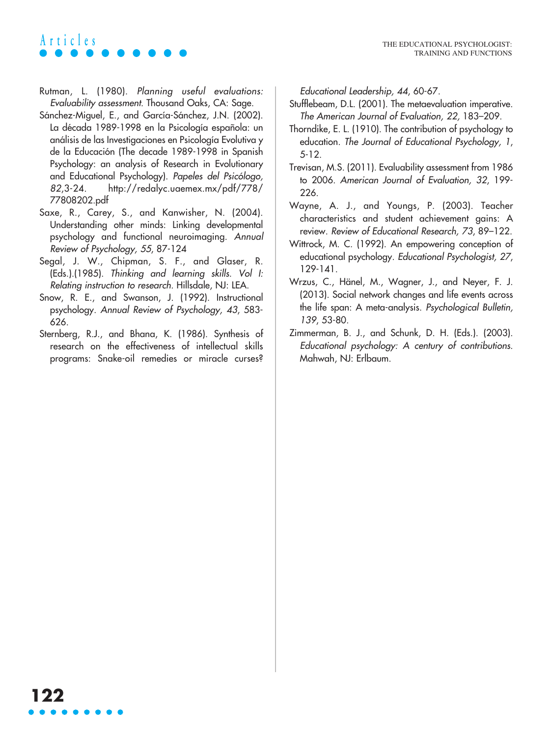Rutman, L. (1980). *Planning useful evaluations: Evaluability assessment*. Thousand Oaks, CA: Sage.

Sánchez-Miguel, E., and García-Sánchez, J.N. (2002). La década 1989-1998 en la Psicología española: un análisis de las Investigaciones en Psicología Evolutiva y de la Educación (The decade 1989-1998 in Spanish Psychology: an analysis of Research in Evolutionary and Educational Psychology). *Papeles del Psicólogo, 82*,3-24. http://redalyc.uaemex.mx/pdf/778/77808202.pdf

Saxe, R., Carey, S., and Kanwisher, N. (2004). Understanding other minds: Linking developmental psychology and functional neuroimaging. *Annual Review of Psychology, 55*, 87-124

Segal, J. W., Chipman, S. F., and Glaser, R. (Eds.).(1985). *Thinking and learning skills. Vol I: Relating instruction to research*. Hillsdale, NJ: LEA.

Snow, R. E., and Swanson, J. (1992). Instructional psychology. *Annual Review of Psychology, 43*, 583-626.

Sternberg, R.J., and Bhana, K. (1986). Synthesis of research on the effectiveness of intellectual skills programs: Snake-oil remedies or miracle curses? *Educational Leadership, 44*, 60-67.

Stufflebeam, D.L. (2001). The metaevaluation imperative. *The American Journal of Evaluation, 22,* 183–209.

Thorndike, E. L. (1910). The contribution of psychology to education. *The Journal of Educational Psychology, 1*, 5-12.

Trevisan, M.S. (2011). Evaluability assessment from 1986 to 2006. *American Journal of Evaluation, 32*, 199-226.

Wayne, A. J., and Youngs, P. (2003). Teacher characteristics and student achievement gains: A review. *Review of Educational Research, 73*, 89–122.

Wittrock, M. C. (1992). An empowering conception of educational psychology. *Educational Psychologist, 27*, 129-141.

Wrzus, C., Hänel, M., Wagner, J., and Neyer, F. J. (2013). Social network changes and life events across the life span: A meta-analysis. *Psychological Bulletin, 139*, 53-80.

Zimmerman, B. J., and Schunk, D. H. (Eds.). (2003). *Educational psychology: A century of contributions*. Mahwah, NJ: Erlbaum.